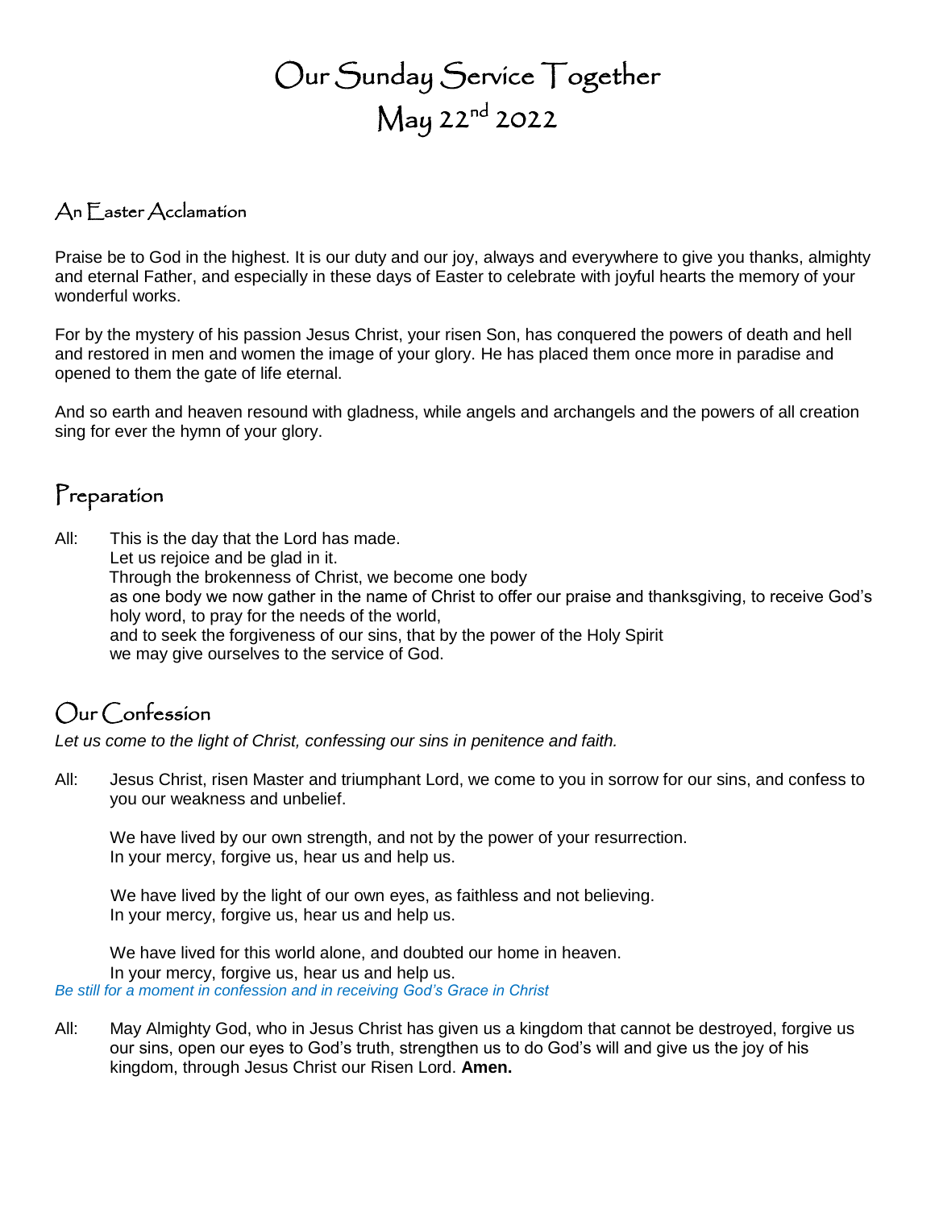# Our Sunday Service Together
# May 22nd 2022

## An Easter Acclamation

Praise be to God in the highest. It is our duty and our joy, always and everywhere to give you thanks, almighty and eternal Father, and especially in these days of Easter to celebrate with joyful hearts the memory of your wonderful works.

For by the mystery of his passion Jesus Christ, your risen Son, has conquered the powers of death and hell and restored in men and women the image of your glory. He has placed them once more in paradise and opened to them the gate of life eternal.

And so earth and heaven resound with gladness, while angels and archangels and the powers of all creation sing for ever the hymn of your glory.

## Preparation

All: This is the day that the Lord has made.
Let us rejoice and be glad in it.
Through the brokenness of Christ, we become one body
as one body we now gather in the name of Christ to offer our praise and thanksgiving, to receive God's holy word, to pray for the needs of the world,
and to seek the forgiveness of our sins, that by the power of the Holy Spirit
we may give ourselves to the service of God.

## Our Confession

*Let us come to the light of Christ, confessing our sins in penitence and faith.*

All: Jesus Christ, risen Master and triumphant Lord, we come to you in sorrow for our sins, and confess to you our weakness and unbelief.

We have lived by our own strength, and not by the power of your resurrection.
In your mercy, forgive us, hear us and help us.

We have lived by the light of our own eyes, as faithless and not believing.
In your mercy, forgive us, hear us and help us.

We have lived for this world alone, and doubted our home in heaven.
In your mercy, forgive us, hear us and help us.

*Be still for a moment in confession and in receiving God's Grace in Christ*

All: May Almighty God, who in Jesus Christ has given us a kingdom that cannot be destroyed, forgive us our sins, open our eyes to God's truth, strengthen us to do God's will and give us the joy of his kingdom, through Jesus Christ our Risen Lord. **Amen.**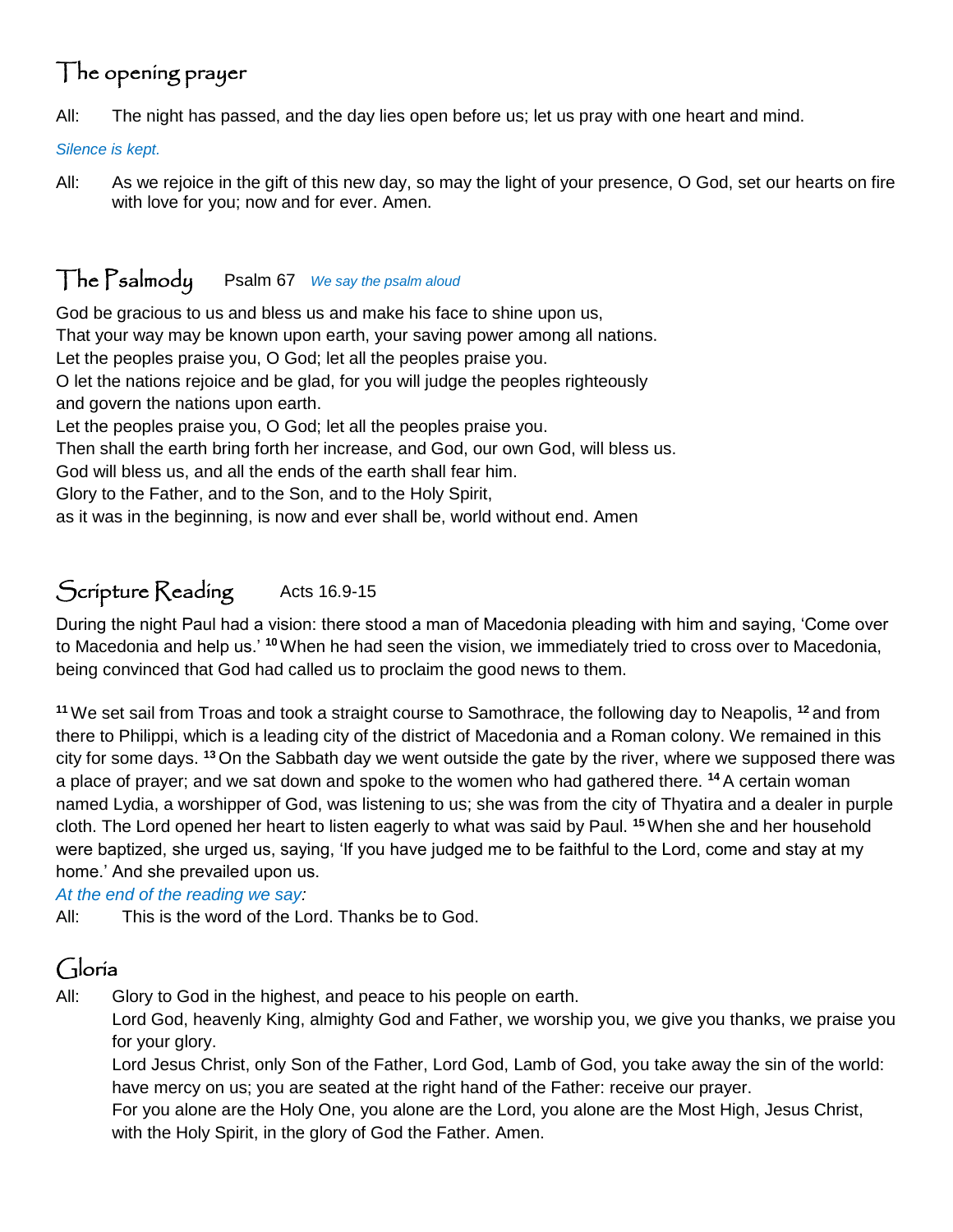## The opening prayer

All: The night has passed, and the day lies open before us; let us pray with one heart and mind.

*Silence is kept.*

All: As we rejoice in the gift of this new day, so may the light of your presence, O God, set our hearts on fire with love for you; now and for ever. Amen.

## The Psalmody Psalm 67 *We say the psalm aloud*

God be gracious to us and bless us and make his face to shine upon us,
That your way may be known upon earth, your saving power among all nations.
Let the peoples praise you, O God; let all the peoples praise you.
O let the nations rejoice and be glad, for you will judge the peoples righteously
and govern the nations upon earth.
Let the peoples praise you, O God; let all the peoples praise you.
Then shall the earth bring forth her increase, and God, our own God, will bless us.
God will bless us, and all the ends of the earth shall fear him.
Glory to the Father, and to the Son, and to the Holy Spirit,
as it was in the beginning, is now and ever shall be, world without end. Amen

## Scripture Reading Acts 16.9-15

During the night Paul had a vision: there stood a man of Macedonia pleading with him and saying, 'Come over to Macedonia and help us.' [10] When he had seen the vision, we immediately tried to cross over to Macedonia, being convinced that God had called us to proclaim the good news to them.

[11] We set sail from Troas and took a straight course to Samothrace, the following day to Neapolis, [12] and from there to Philippi, which is a leading city of the district of Macedonia and a Roman colony. We remained in this city for some days. [13] On the Sabbath day we went outside the gate by the river, where we supposed there was a place of prayer; and we sat down and spoke to the women who had gathered there. [14] A certain woman named Lydia, a worshipper of God, was listening to us; she was from the city of Thyatira and a dealer in purple cloth. The Lord opened her heart to listen eagerly to what was said by Paul. [15] When she and her household were baptized, she urged us, saying, 'If you have judged me to be faithful to the Lord, come and stay at my home.' And she prevailed upon us.

*At the end of the reading we say:*

All: This is the word of the Lord. Thanks be to God.

## Gloria

All: Glory to God in the highest, and peace to his people on earth.
Lord God, heavenly King, almighty God and Father, we worship you, we give you thanks, we praise you for your glory.
Lord Jesus Christ, only Son of the Father, Lord God, Lamb of God, you take away the sin of the world: have mercy on us; you are seated at the right hand of the Father: receive our prayer.
For you alone are the Holy One, you alone are the Lord, you alone are the Most High, Jesus Christ, with the Holy Spirit, in the glory of God the Father. Amen.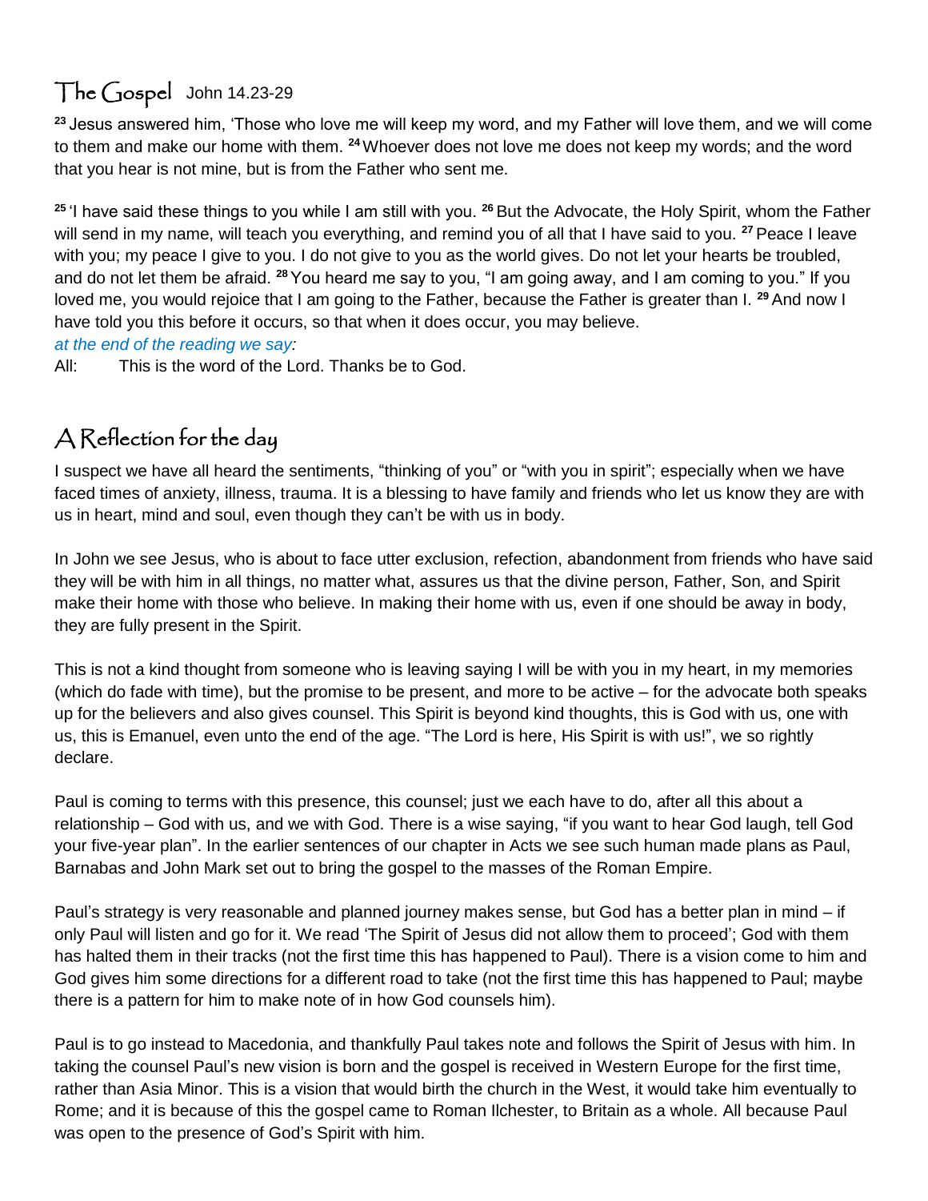## The Gospel John 14.23-29

[23] Jesus answered him, 'Those who love me will keep my word, and my Father will love them, and we will come to them and make our home with them. [24] Whoever does not love me does not keep my words; and the word that you hear is not mine, but is from the Father who sent me.

[25] 'I have said these things to you while I am still with you. [26] But the Advocate, the Holy Spirit, whom the Father will send in my name, will teach you everything, and remind you of all that I have said to you. [27] Peace I leave with you; my peace I give to you. I do not give to you as the world gives. Do not let your hearts be troubled, and do not let them be afraid. [28] You heard me say to you, "I am going away, and I am coming to you." If you loved me, you would rejoice that I am going to the Father, because the Father is greater than I. [29] And now I have told you this before it occurs, so that when it does occur, you may believe.

*at the end of the reading we say:*

All: This is the word of the Lord. Thanks be to God.

## A Reflection for the day

I suspect we have all heard the sentiments, "thinking of you" or "with you in spirit"; especially when we have faced times of anxiety, illness, trauma. It is a blessing to have family and friends who let us know they are with us in heart, mind and soul, even though they can't be with us in body.

In John we see Jesus, who is about to face utter exclusion, refection, abandonment from friends who have said they will be with him in all things, no matter what, assures us that the divine person, Father, Son, and Spirit make their home with those who believe. In making their home with us, even if one should be away in body, they are fully present in the Spirit.

This is not a kind thought from someone who is leaving saying I will be with you in my heart, in my memories (which do fade with time), but the promise to be present, and more to be active – for the advocate both speaks up for the believers and also gives counsel. This Spirit is beyond kind thoughts, this is God with us, one with us, this is Emanuel, even unto the end of the age. "The Lord is here, His Spirit is with us!", we so rightly declare.

Paul is coming to terms with this presence, this counsel; just we each have to do, after all this about a relationship – God with us, and we with God. There is a wise saying, "if you want to hear God laugh, tell God your five-year plan". In the earlier sentences of our chapter in Acts we see such human made plans as Paul, Barnabas and John Mark set out to bring the gospel to the masses of the Roman Empire.

Paul's strategy is very reasonable and planned journey makes sense, but God has a better plan in mind – if only Paul will listen and go for it. We read 'The Spirit of Jesus did not allow them to proceed'; God with them has halted them in their tracks (not the first time this has happened to Paul). There is a vision come to him and God gives him some directions for a different road to take (not the first time this has happened to Paul; maybe there is a pattern for him to make note of in how God counsels him).

Paul is to go instead to Macedonia, and thankfully Paul takes note and follows the Spirit of Jesus with him. In taking the counsel Paul's new vision is born and the gospel is received in Western Europe for the first time, rather than Asia Minor. This is a vision that would birth the church in the West, it would take him eventually to Rome; and it is because of this the gospel came to Roman Ilchester, to Britain as a whole. All because Paul was open to the presence of God's Spirit with him.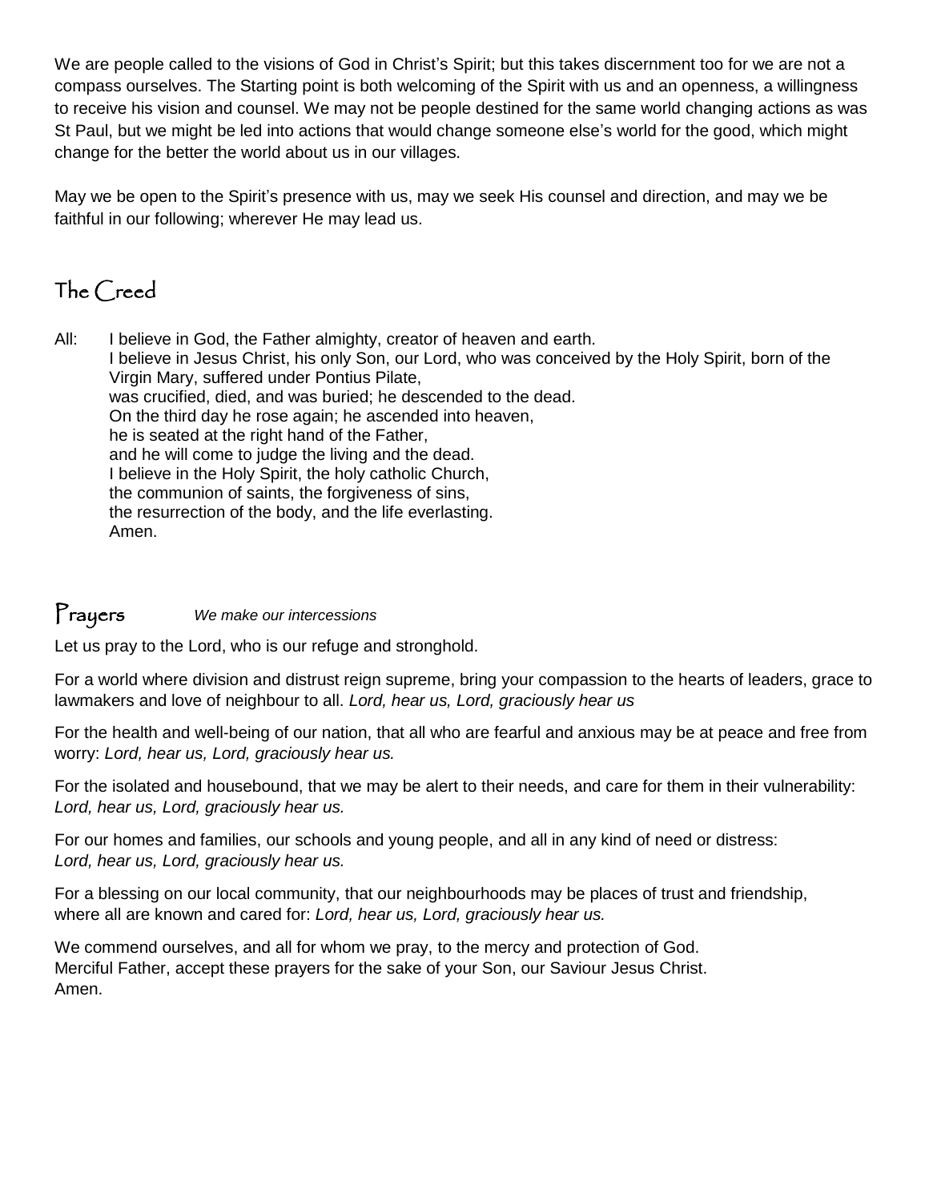We are people called to the visions of God in Christ's Spirit; but this takes discernment too for we are not a compass ourselves. The Starting point is both welcoming of the Spirit with us and an openness, a willingness to receive his vision and counsel. We may not be people destined for the same world changing actions as was St Paul, but we might be led into actions that would change someone else's world for the good, which might change for the better the world about us in our villages.

May we be open to the Spirit's presence with us, may we seek His counsel and direction, and may we be faithful in our following; wherever He may lead us.

## The Creed

All: I believe in God, the Father almighty, creator of heaven and earth.
I believe in Jesus Christ, his only Son, our Lord, who was conceived by the Holy Spirit, born of the Virgin Mary, suffered under Pontius Pilate,
was crucified, died, and was buried; he descended to the dead.
On the third day he rose again; he ascended into heaven,
he is seated at the right hand of the Father,
and he will come to judge the living and the dead.
I believe in the Holy Spirit, the holy catholic Church,
the communion of saints, the forgiveness of sins,
the resurrection of the body, and the life everlasting.
Amen.

## Prayers *We make our intercessions*

Let us pray to the Lord, who is our refuge and stronghold.

For a world where division and distrust reign supreme, bring your compassion to the hearts of leaders, grace to lawmakers and love of neighbour to all. *Lord, hear us, Lord, graciously hear us*

For the health and well-being of our nation, that all who are fearful and anxious may be at peace and free from worry: *Lord, hear us, Lord, graciously hear us.*

For the isolated and housebound, that we may be alert to their needs, and care for them in their vulnerability: *Lord, hear us, Lord, graciously hear us.*

For our homes and families, our schools and young people, and all in any kind of need or distress:
*Lord, hear us, Lord, graciously hear us.*

For a blessing on our local community, that our neighbourhoods may be places of trust and friendship, where all are known and cared for: *Lord, hear us, Lord, graciously hear us.*

We commend ourselves, and all for whom we pray, to the mercy and protection of God.
Merciful Father, accept these prayers for the sake of your Son, our Saviour Jesus Christ.
Amen.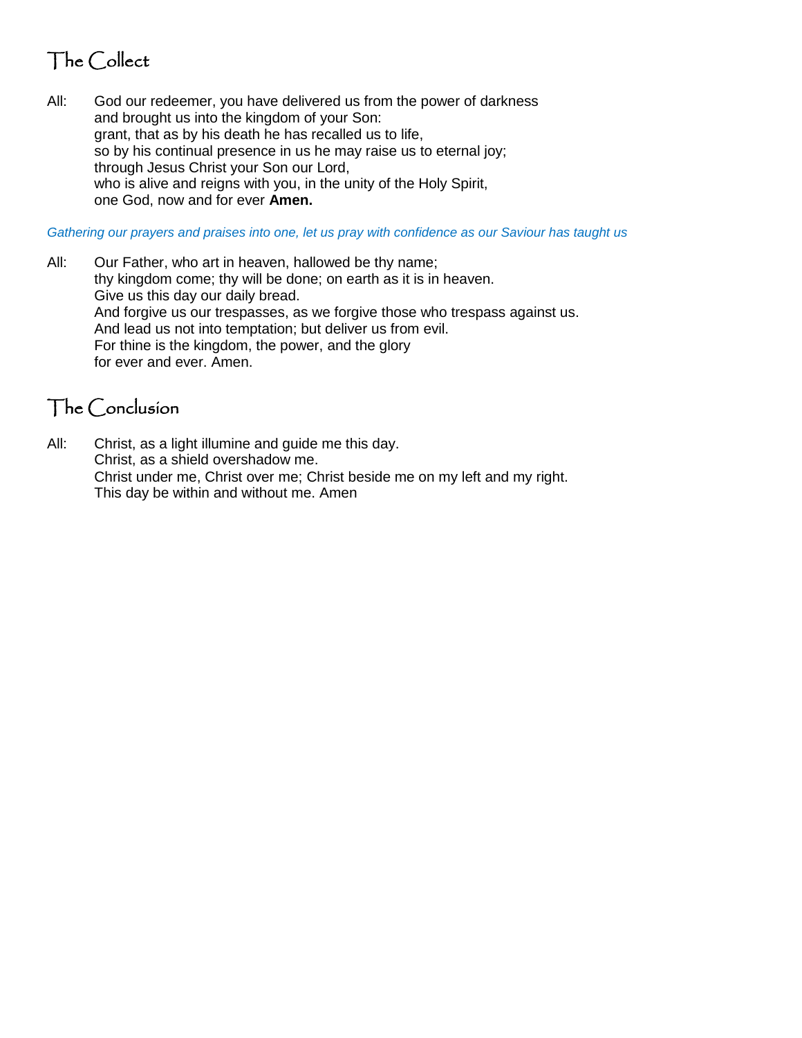## The Collect

All: God our redeemer, you have delivered us from the power of darkness
and brought us into the kingdom of your Son:
grant, that as by his death he has recalled us to life,
so by his continual presence in us he may raise us to eternal joy;
through Jesus Christ your Son our Lord,
who is alive and reigns with you, in the unity of the Holy Spirit,
one God, now and for ever **Amen.**

*Gathering our prayers and praises into one, let us pray with confidence as our Saviour has taught us*

All: Our Father, who art in heaven, hallowed be thy name;
thy kingdom come; thy will be done; on earth as it is in heaven.
Give us this day our daily bread.
And forgive us our trespasses, as we forgive those who trespass against us.
And lead us not into temptation; but deliver us from evil.
For thine is the kingdom, the power, and the glory
for ever and ever. Amen.

## The Conclusion

All: Christ, as a light illumine and guide me this day.
Christ, as a shield overshadow me.
Christ under me, Christ over me; Christ beside me on my left and my right.
This day be within and without me. Amen